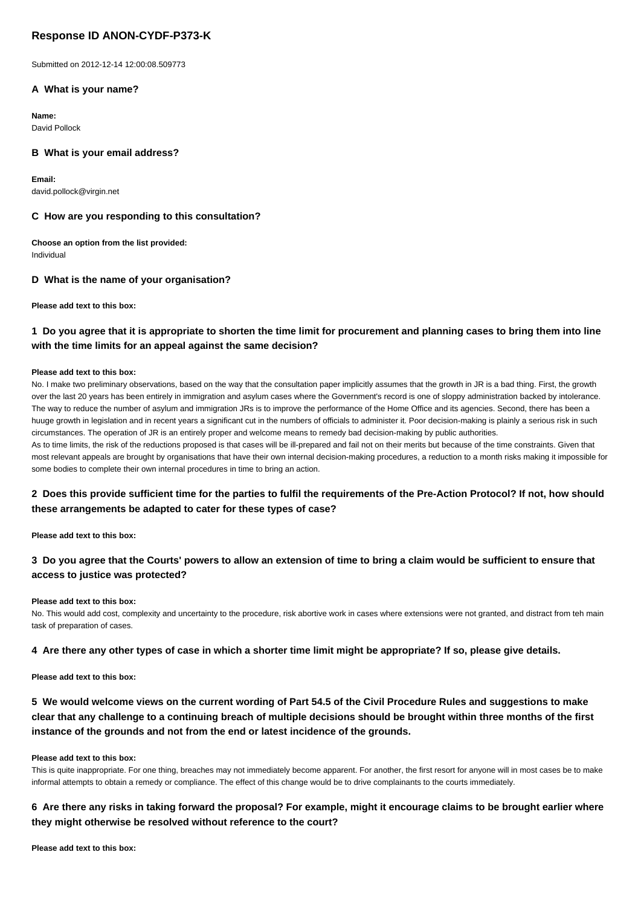## Response ID ANON-CYDF-P373-K

Submitted on 2012-12-14 12:00:08.509773

### A What is your name?

**Name:**
David Pollock

### B What is your email address?

**Email:**
david.pollock@virgin.net

### C How are you responding to this consultation?

**Choose an option from the list provided:**
Individual

### D What is the name of your organisation?

**Please add text to this box:**

### 1 Do you agree that it is appropriate to shorten the time limit for procurement and planning cases to bring them into line with the time limits for an appeal against the same decision?

**Please add text to this box:**
No. I make two preliminary observations, based on the way that the consultation paper implicitly assumes that the growth in JR is a bad thing. First, the growth over the last 20 years has been entirely in immigration and asylum cases where the Government's record is one of sloppy administration backed by intolerance. The way to reduce the number of asylum and immigration JRs is to improve the performance of the Home Office and its agencies. Second, there has been a huuge growth in legislation and in recent years a significant cut in the numbers of officials to administer it. Poor decision-making is plainly a serious risk in such circumstances. The operation of JR is an entirely proper and welcome means to remedy bad decision-making by public authorities.
As to time limits, the risk of the reductions proposed is that cases will be ill-prepared and fail not on their merits but because of the time constraints. Given that most relevant appeals are brought by organisations that have their own internal decision-making procedures, a reduction to a month risks making it impossible for some bodies to complete their own internal procedures in time to bring an action.

### 2 Does this provide sufficient time for the parties to fulfil the requirements of the Pre-Action Protocol? If not, how should these arrangements be adapted to cater for these types of case?

**Please add text to this box:**

### 3 Do you agree that the Courts' powers to allow an extension of time to bring a claim would be sufficient to ensure that access to justice was protected?

**Please add text to this box:**
No. This would add cost, complexity and uncertainty to the procedure, risk abortive work in cases where extensions were not granted, and distract from teh main task of preparation of cases.

### 4 Are there any other types of case in which a shorter time limit might be appropriate? If so, please give details.

**Please add text to this box:**

### 5 We would welcome views on the current wording of Part 54.5 of the Civil Procedure Rules and suggestions to make clear that any challenge to a continuing breach of multiple decisions should be brought within three months of the first instance of the grounds and not from the end or latest incidence of the grounds.

**Please add text to this box:**
This is quite inappropriate. For one thing, breaches may not immediately become apparent. For another, the first resort for anyone will in most cases be to make informal attempts to obtain a remedy or compliance. The effect of this change would be to drive complainants to the courts immediately.

### 6 Are there any risks in taking forward the proposal? For example, might it encourage claims to be brought earlier where they might otherwise be resolved without reference to the court?

**Please add text to this box:**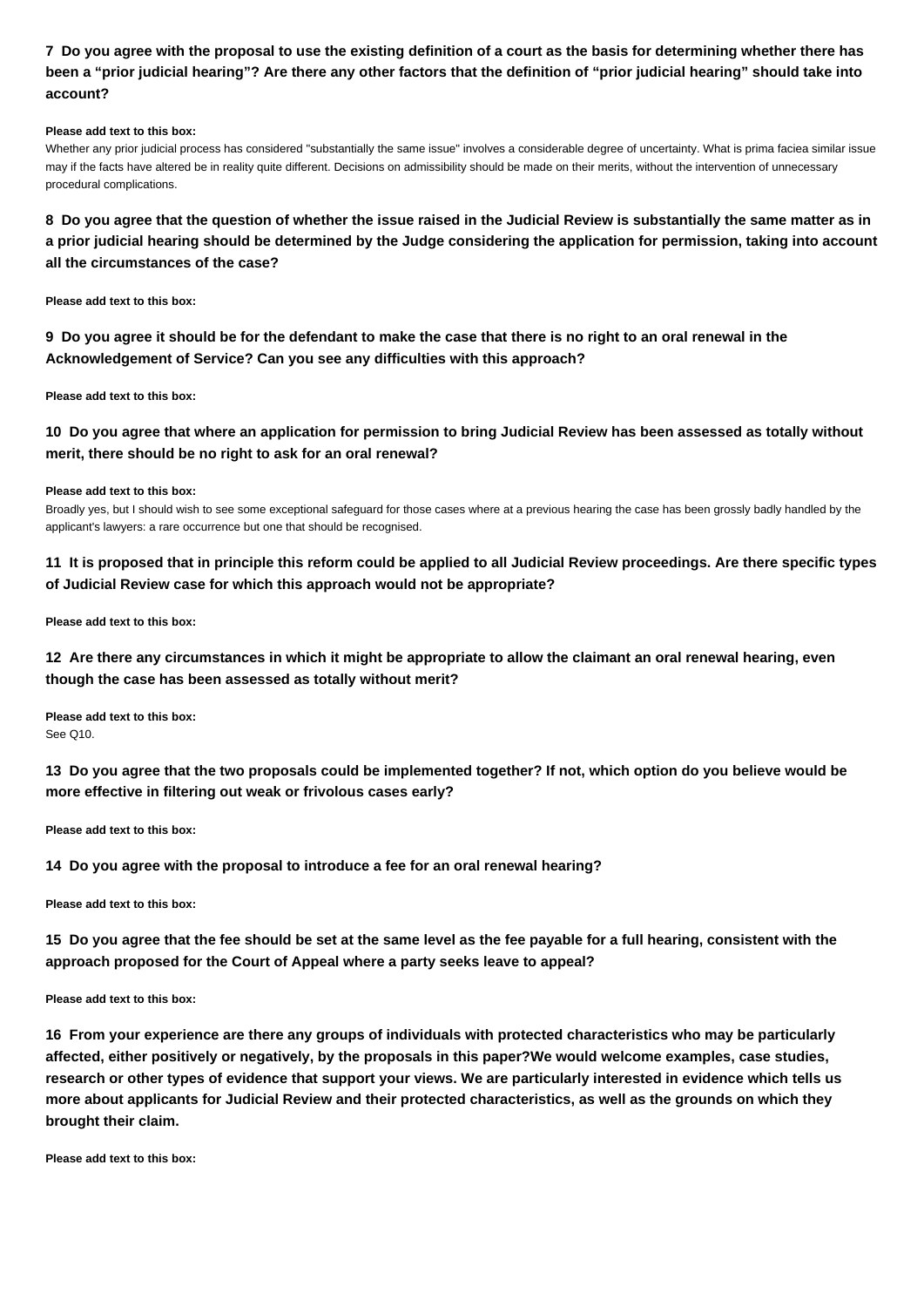**7 Do you agree with the proposal to use the existing definition of a court as the basis for determining whether there has been a "prior judicial hearing"? Are there any other factors that the definition of "prior judicial hearing" should take into account?**

**Please add text to this box:**

Whether any prior judicial process has considered "substantially the same issue" involves a considerable degree of uncertainty. What is prima faciea similar issue may if the facts have altered be in reality quite different. Decisions on admissibility should be made on their merits, without the intervention of unnecessary procedural complications.

**8 Do you agree that the question of whether the issue raised in the Judicial Review is substantially the same matter as in a prior judicial hearing should be determined by the Judge considering the application for permission, taking into account all the circumstances of the case?**

**Please add text to this box:**

**9 Do you agree it should be for the defendant to make the case that there is no right to an oral renewal in the Acknowledgement of Service? Can you see any difficulties with this approach?**

**Please add text to this box:**

**10 Do you agree that where an application for permission to bring Judicial Review has been assessed as totally without merit, there should be no right to ask for an oral renewal?**

**Please add text to this box:**

Broadly yes, but I should wish to see some exceptional safeguard for those cases where at a previous hearing the case has been grossly badly handled by the applicant's lawyers: a rare occurrence but one that should be recognised.

**11 It is proposed that in principle this reform could be applied to all Judicial Review proceedings. Are there specific types of Judicial Review case for which this approach would not be appropriate?**

**Please add text to this box:**

**12 Are there any circumstances in which it might be appropriate to allow the claimant an oral renewal hearing, even though the case has been assessed as totally without merit?**

**Please add text to this box:**

See Q10.

**13 Do you agree that the two proposals could be implemented together? If not, which option do you believe would be more effective in filtering out weak or frivolous cases early?**

**Please add text to this box:**

**14 Do you agree with the proposal to introduce a fee for an oral renewal hearing?**

**Please add text to this box:**

**15 Do you agree that the fee should be set at the same level as the fee payable for a full hearing, consistent with the approach proposed for the Court of Appeal where a party seeks leave to appeal?**

**Please add text to this box:**

**16 From your experience are there any groups of individuals with protected characteristics who may be particularly affected, either positively or negatively, by the proposals in this paper?We would welcome examples, case studies, research or other types of evidence that support your views. We are particularly interested in evidence which tells us more about applicants for Judicial Review and their protected characteristics, as well as the grounds on which they brought their claim.**

**Please add text to this box:**